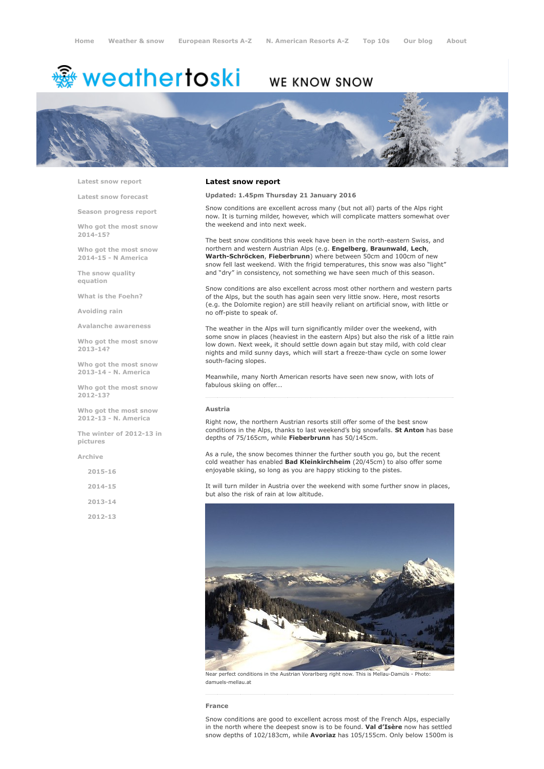Home | Weather & snow | European Resorts A-Z | N. American Resorts A-Z | Top 10s | Our blog | About

weathertoski WE KNOW SNOW

- Latest snow report
- Latest snow forecast
- Season progress report
- Who got the most snow 2014-15?
- Who got the most snow 2014-15 - N America
- The snow quality equation
- What is the Foehn?
- Avoiding rain
- Avalanche awareness
- Who got the most snow 2013-14?
- Who got the most snow 2013-14 - N. America
- Who got the most snow 2012-13?
- Who got the most snow 2012-13 - N. America
- The winter of 2012-13 in pictures
- Archive
  - 2015-16
  - 2014-15
  - 2013-14
  - 2012-13

## Latest snow report

**Updated: 1.45pm Thursday 21 January 2016**

Snow conditions are excellent across many (but not all) parts of the Alps right now. It is turning milder, however, which will complicate matters somewhat over the weekend and into next week.

The best snow conditions this week have been in the north-eastern Swiss, and northern and western Austrian Alps (e.g. **Engelberg**, **Braunwald**, **Lech**, **Warth-Schröcken**, **Fieberbrunn**) where between 50cm and 100cm of new snow fell last weekend. With the frigid temperatures, this snow was also "light" and "dry" in consistency, not something we have seen much of this season.

Snow conditions are also excellent across most other northern and western parts of the Alps, but the south has again seen very little snow. Here, most resorts (e.g. the Dolomite region) are still heavily reliant on artificial snow, with little or no off-piste to speak of.

The weather in the Alps will turn significantly milder over the weekend, with some snow in places (heaviest in the eastern Alps) but also the risk of a little rain low down. Next week, it should settle down again but stay mild, with cold clear nights and mild sunny days, which will start a freeze-thaw cycle on some lower south-facing slopes.

Meanwhile, many North American resorts have seen new snow, with lots of fabulous skiing on offer...

### Austria

Right now, the northern Austrian resorts still offer some of the best snow conditions in the Alps, thanks to last weekend's big snowfalls. **St Anton** has base depths of 75/165cm, while **Fieberbrunn** has 50/145cm.

As a rule, the snow becomes thinner the further south you go, but the recent cold weather has enabled **Bad Kleinkirchheim** (20/45cm) to also offer some enjoyable skiing, so long as you are happy sticking to the pistes.

It will turn milder in Austria over the weekend with some further snow in places, but also the risk of rain at low altitude.

Near perfect conditions in the Austrian Vorarlberg right now. This is Mellau-Damüls - Photo: damuels-mellau.at

### France

Snow conditions are good to excellent across most of the French Alps, especially in the north where the deepest snow is to be found. **Val d'Isère** now has settled snow depths of 102/183cm, while **Avoriaz** has 105/155cm. Only below 1500m is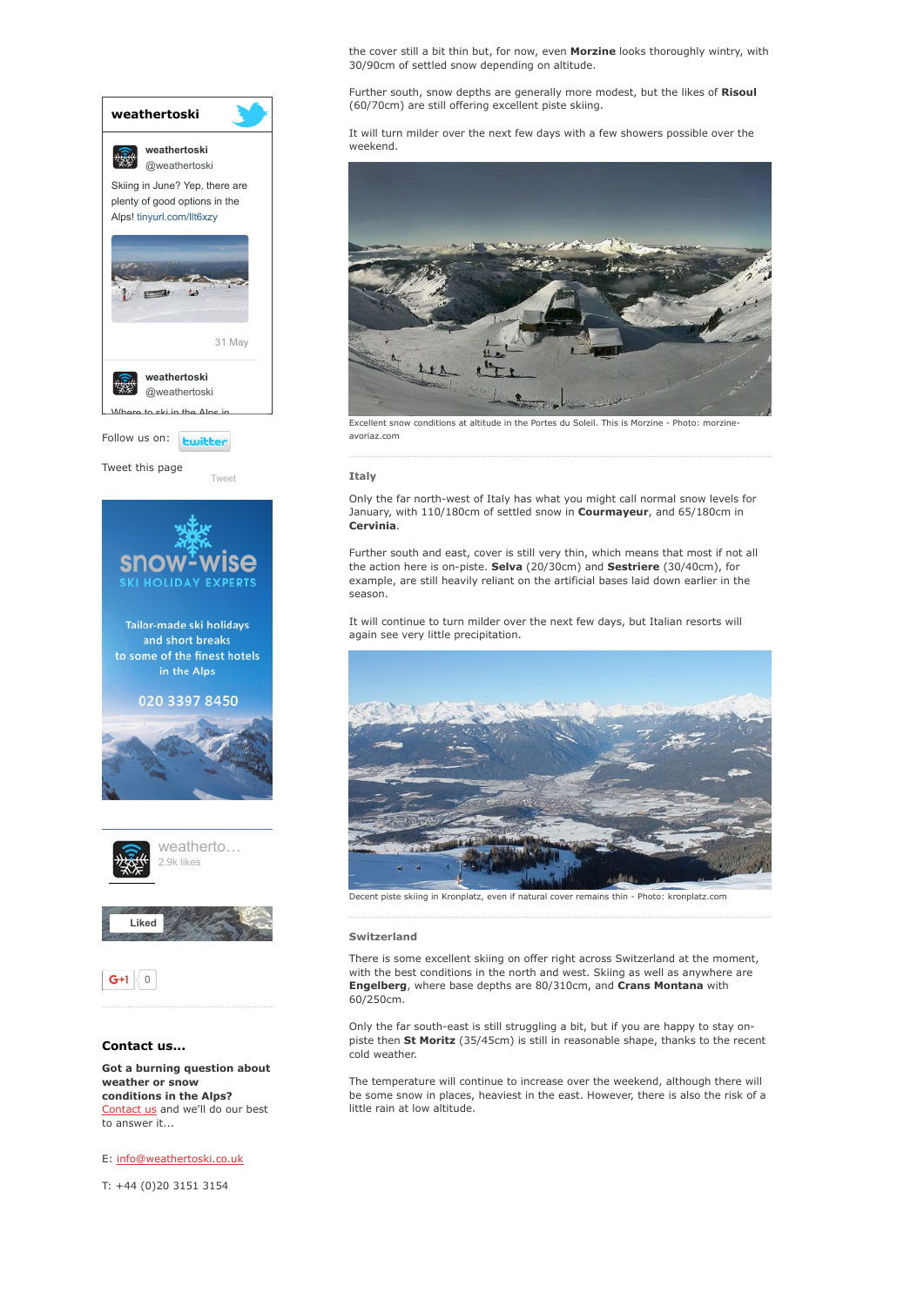the cover still a bit thin but, for now, even **Morzine** looks thoroughly wintry, with 30/90cm of settled snow depending on altitude.

Further south, snow depths are generally more modest, but the likes of **Risoul** (60/70cm) are still offering excellent piste skiing.

It will turn milder over the next few days with a few showers possible over the weekend.

Excellent snow conditions at altitude in the Portes du Soleil. This is Morzine - Photo: morzine-avoriaz.com

### Italy

Only the far north-west of Italy has what you might call normal snow levels for January, with 110/180cm of settled snow in **Courmayeur**, and 65/180cm in **Cervinia**.

Further south and east, cover is still very thin, which means that most if not all the action here is on-piste. **Selva** (20/30cm) and **Sestriere** (30/40cm), for example, are still heavily reliant on the artificial bases laid down earlier in the season.

It will continue to turn milder over the next few days, but Italian resorts will again see very little precipitation.

Decent piste skiing in Kronplatz, even if natural cover remains thin - Photo: kronplatz.com

### Switzerland

There is some excellent skiing on offer right across Switzerland at the moment, with the best conditions in the north and west. Skiing as well as anywhere are **Engelberg**, where base depths are 80/310cm, and **Crans Montana** with 60/250cm.

Only the far south-east is still struggling a bit, but if you are happy to stay on-piste then **St Moritz** (35/45cm) is still in reasonable shape, thanks to the recent cold weather.

The temperature will continue to increase over the weekend, although there will be some snow in places, heaviest in the east. However, there is also the risk of a little rain at low altitude.

**weathertoski**

weathertoski @weathertoski

Skiing in June? Yep, there are plenty of good options in the Alps! tinyurl.com/llt6xzy

31 May

weathertoski @weathertoski

Where to ski in the Alps in

Follow us on: twitter

Tweet this page Tweet

snow-wise SKI HOLIDAY EXPERTS

Tailor-made ski holidays and short breaks to some of the finest hotels in the Alps

020 3397 8450

weatherto… 2.9k likes

Liked

G+1 0

**Contact us...**

**Got a burning question about weather or snow conditions in the Alps?** Contact us and we'll do our best to answer it...

E: info@weathertoski.co.uk

T: +44 (0)20 3151 3154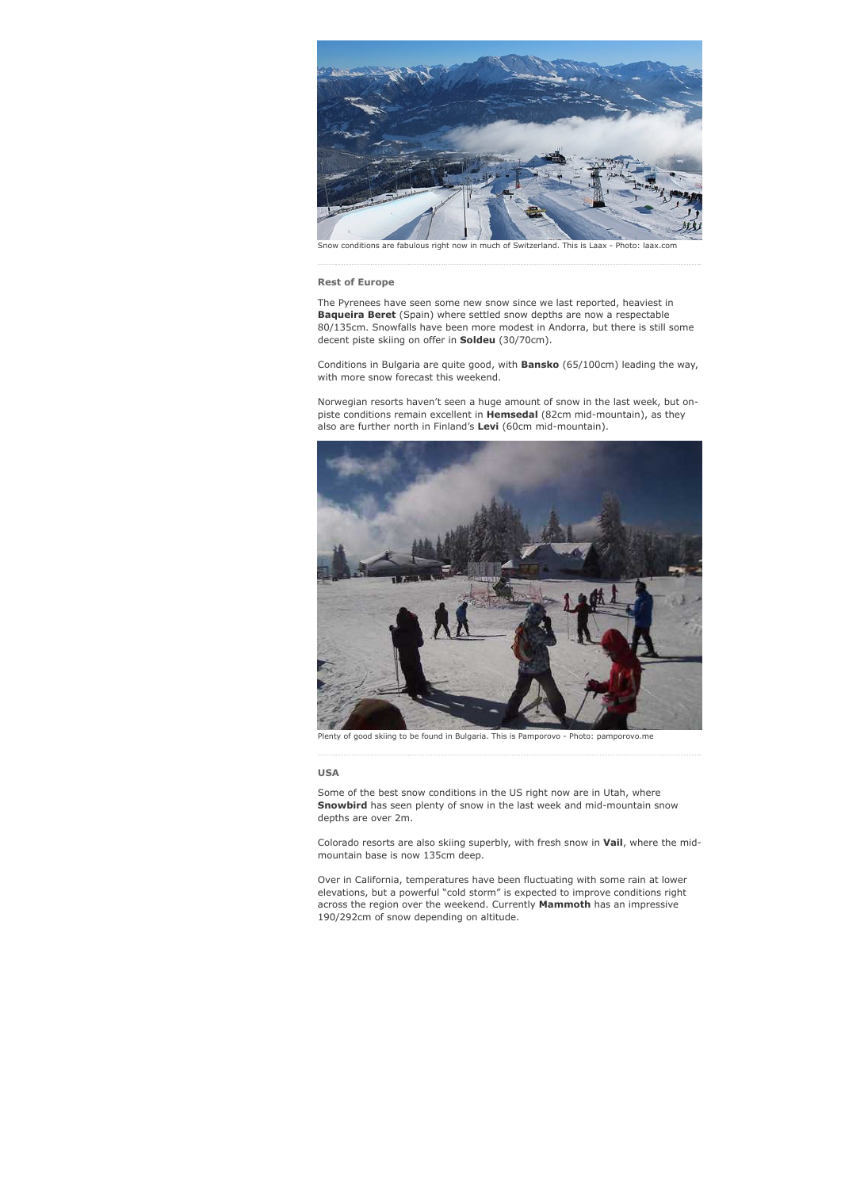Snow conditions are fabulous right now in much of Switzerland. This is Laax - Photo: laax.com

### Rest of Europe

The Pyrenees have seen some new snow since we last reported, heaviest in **Baqueira Beret** (Spain) where settled snow depths are now a respectable 80/135cm. Snowfalls have been more modest in Andorra, but there is still some decent piste skiing on offer in **Soldeu** (30/70cm).

Conditions in Bulgaria are quite good, with **Bansko** (65/100cm) leading the way, with more snow forecast this weekend.

Norwegian resorts haven't seen a huge amount of snow in the last week, but on-piste conditions remain excellent in **Hemsedal** (82cm mid-mountain), as they also are further north in Finland's **Levi** (60cm mid-mountain).

Plenty of good skiing to be found in Bulgaria. This is Pamporovo - Photo: pamporovo.me

### USA

Some of the best snow conditions in the US right now are in Utah, where **Snowbird** has seen plenty of snow in the last week and mid-mountain snow depths are over 2m.

Colorado resorts are also skiing superbly, with fresh snow in **Vail**, where the mid-mountain base is now 135cm deep.

Over in California, temperatures have been fluctuating with some rain at lower elevations, but a powerful "cold storm" is expected to improve conditions right across the region over the weekend. Currently **Mammoth** has an impressive 190/292cm of snow depending on altitude.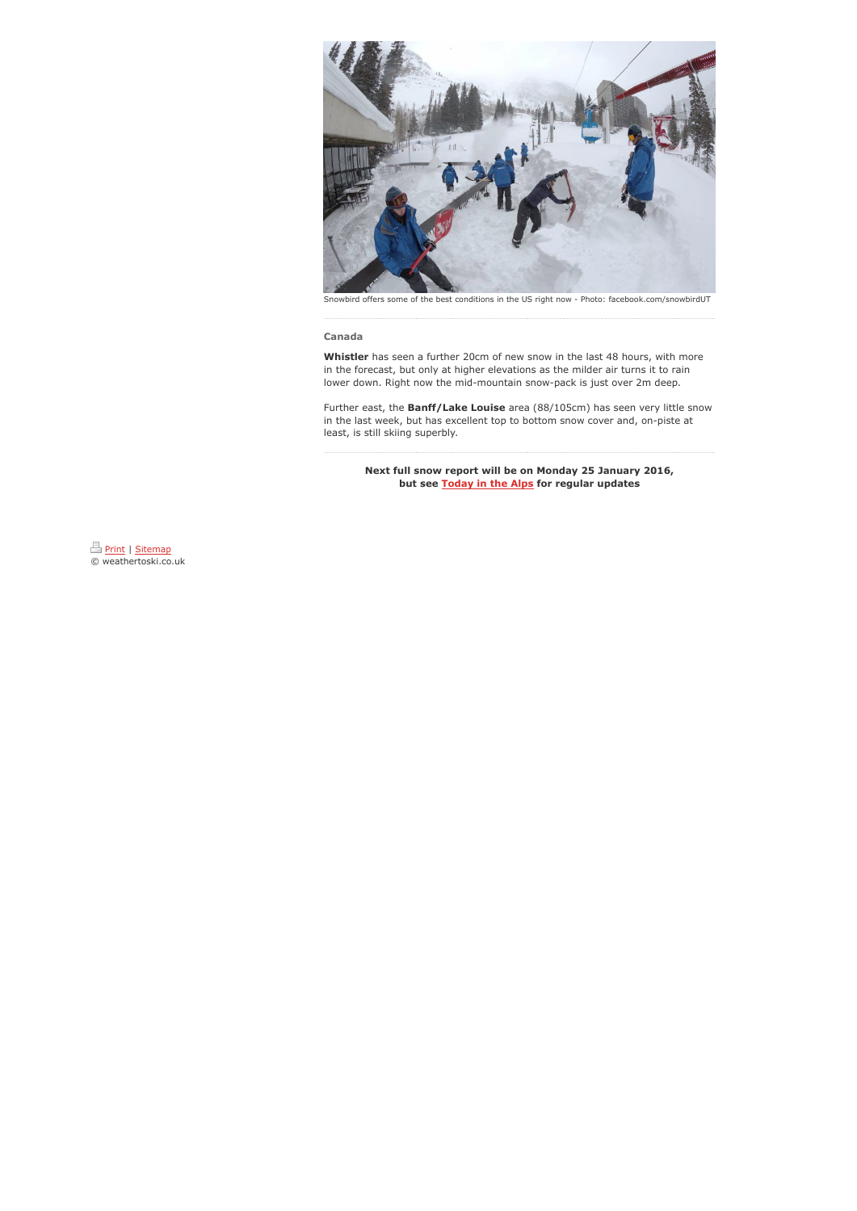Snowbird offers some of the best conditions in the US right now - Photo: facebook.com/snowbirdUT

### Canada

**Whistler** has seen a further 20cm of new snow in the last 48 hours, with more in the forecast, but only at higher elevations as the milder air turns it to rain lower down. Right now the mid-mountain snow-pack is just over 2m deep.

Further east, the **Banff/Lake Louise** area (88/105cm) has seen very little snow in the last week, but has excellent top to bottom snow cover and, on-piste at least, is still skiing superbly.

**Next full snow report will be on Monday 25 January 2016, but see Today in the Alps for regular updates**

Print | Sitemap
© weathertoski.co.uk